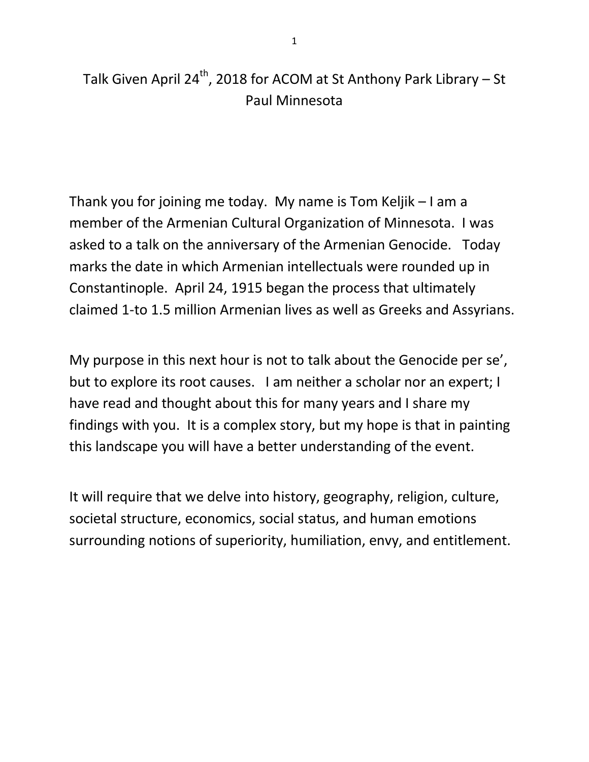# Talk Given April 24th, 2018 for ACOM at St Anthony Park Library – St Paul Minnesota

Thank you for joining me today. My name is Tom Keljik – I am a member of the Armenian Cultural Organization of Minnesota. I was asked to a talk on the anniversary of the Armenian Genocide. Today marks the date in which Armenian intellectuals were rounded up in Constantinople. April 24, 1915 began the process that ultimately claimed 1-to 1.5 million Armenian lives as well as Greeks and Assyrians.

My purpose in this next hour is not to talk about the Genocide per se', but to explore its root causes. I am neither a scholar nor an expert; I have read and thought about this for many years and I share my findings with you. It is a complex story, but my hope is that in painting this landscape you will have a better understanding of the event.

It will require that we delve into history, geography, religion, culture, societal structure, economics, social status, and human emotions surrounding notions of superiority, humiliation, envy, and entitlement.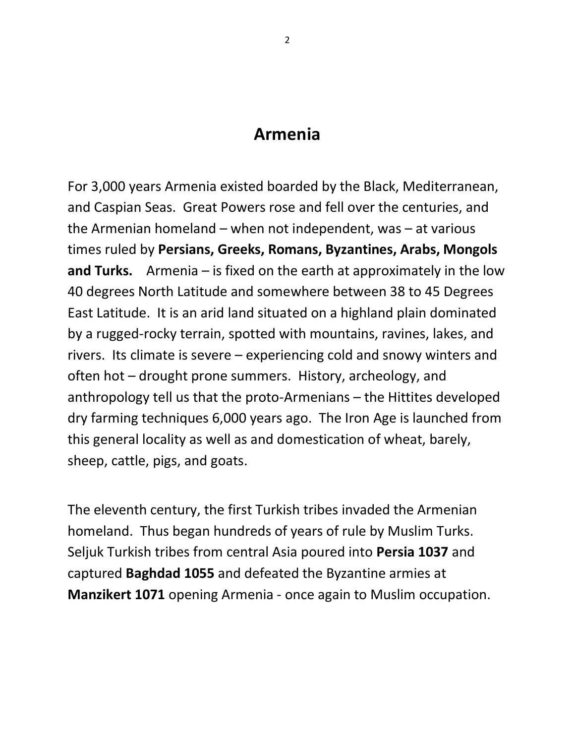# Armenia

For 3,000 years Armenia existed boarded by the Black, Mediterranean, and Caspian Seas. Great Powers rose and fell over the centuries, and the Armenian homeland – when not independent, was – at various times ruled by **Persians, Greeks, Romans, Byzantines, Arabs, Mongols and Turks.** Armenia – is fixed on the earth at approximately in the low 40 degrees North Latitude and somewhere between 38 to 45 Degrees East Latitude. It is an arid land situated on a highland plain dominated by a rugged-rocky terrain, spotted with mountains, ravines, lakes, and rivers. Its climate is severe – experiencing cold and snowy winters and often hot – drought prone summers. History, archeology, and anthropology tell us that the proto-Armenians – the Hittites developed dry farming techniques 6,000 years ago. The Iron Age is launched from this general locality as well as and domestication of wheat, barely, sheep, cattle, pigs, and goats.

The eleventh century, the first Turkish tribes invaded the Armenian homeland. Thus began hundreds of years of rule by Muslim Turks. Seljuk Turkish tribes from central Asia poured into **Persia 1037** and captured **Baghdad 1055** and defeated the Byzantine armies at **Manzikert 1071** opening Armenia - once again to Muslim occupation.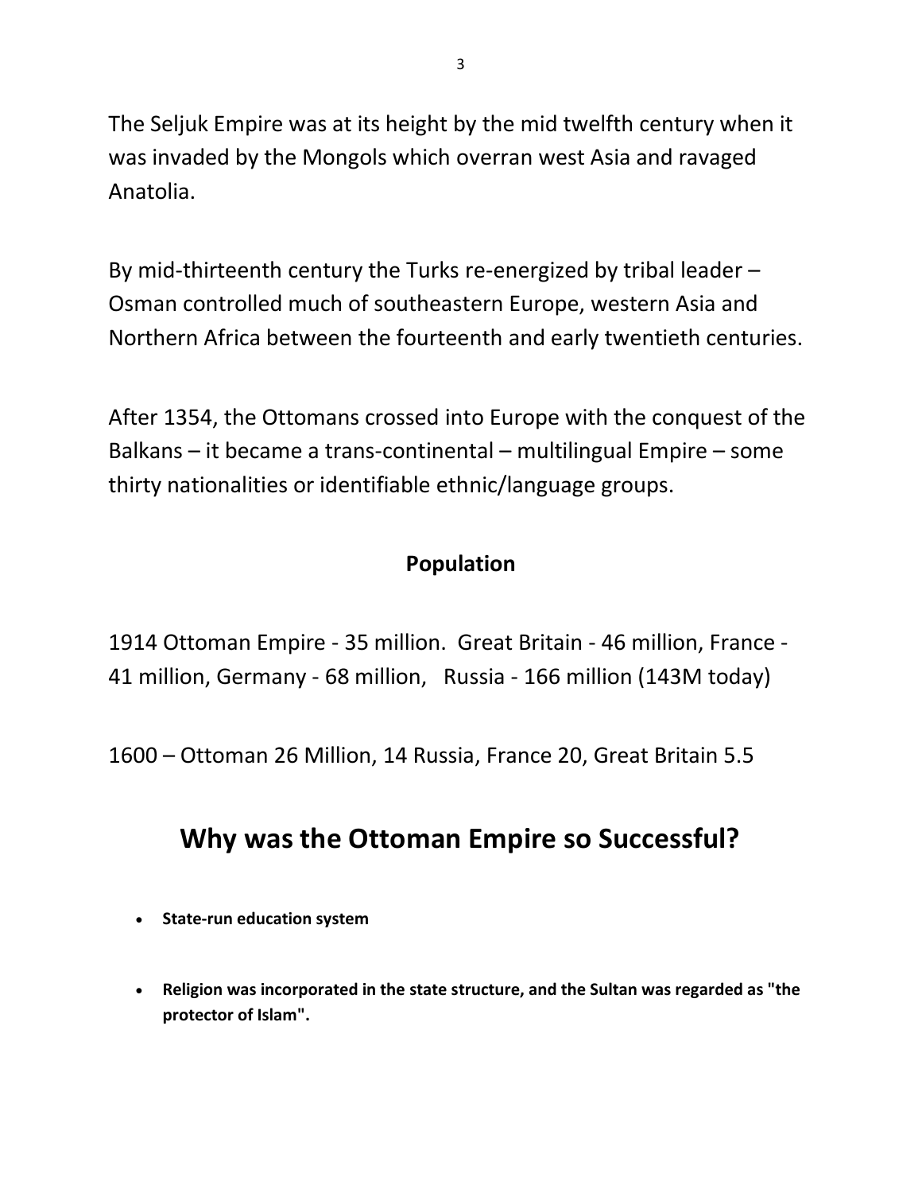The Seljuk Empire was at its height by the mid twelfth century when it was invaded by the Mongols which overran west Asia and ravaged Anatolia.

By mid-thirteenth century the Turks re-energized by tribal leader – Osman controlled much of southeastern Europe, western Asia and Northern Africa between the fourteenth and early twentieth centuries.

After 1354, the Ottomans crossed into Europe with the conquest of the Balkans – it became a trans-continental – multilingual Empire – some thirty nationalities or identifiable ethnic/language groups.

**Population**

1914 Ottoman Empire - 35 million. Great Britain - 46 million, France - 41 million, Germany - 68 million, Russia - 166 million (143M today)

1600 – Ottoman 26 Million, 14 Russia, France 20, Great Britain 5.5

## Why was the Ottoman Empire so Successful?

- **State-run education system**
- **Religion was incorporated in the state structure, and the Sultan was regarded as "the protector of Islam".**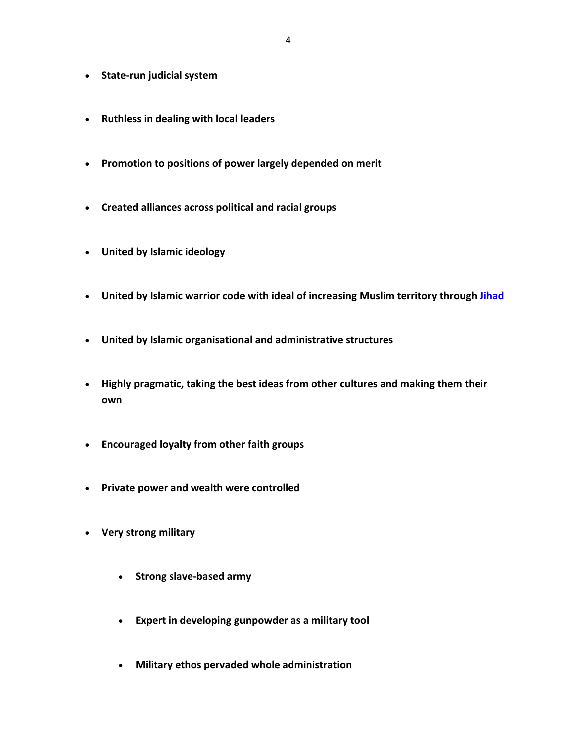- **State-run judicial system**
- **Ruthless in dealing with local leaders**
- **Promotion to positions of power largely depended on merit**
- **Created alliances across political and racial groups**
- **United by Islamic ideology**
- **United by Islamic warrior code with ideal of increasing Muslim territory through Jihad**
- **United by Islamic organisational and administrative structures**
- **Highly pragmatic, taking the best ideas from other cultures and making them their own**
- **Encouraged loyalty from other faith groups**
- **Private power and wealth were controlled**
- **Very strong military**
    - **Strong slave-based army**
    - **Expert in developing gunpowder as a military tool**
    - **Military ethos pervaded whole administration**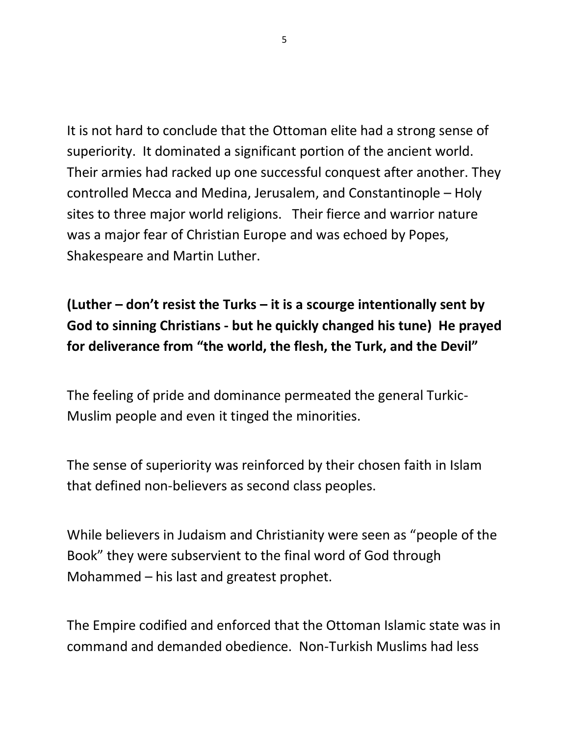It is not hard to conclude that the Ottoman elite had a strong sense of superiority. It dominated a significant portion of the ancient world. Their armies had racked up one successful conquest after another. They controlled Mecca and Medina, Jerusalem, and Constantinople – Holy sites to three major world religions. Their fierce and warrior nature was a major fear of Christian Europe and was echoed by Popes, Shakespeare and Martin Luther.

**(Luther – don't resist the Turks – it is a scourge intentionally sent by God to sinning Christians - but he quickly changed his tune) He prayed for deliverance from "the world, the flesh, the Turk, and the Devil"**

The feeling of pride and dominance permeated the general Turkic-Muslim people and even it tinged the minorities.

The sense of superiority was reinforced by their chosen faith in Islam that defined non-believers as second class peoples.

While believers in Judaism and Christianity were seen as "people of the Book" they were subservient to the final word of God through Mohammed – his last and greatest prophet.

The Empire codified and enforced that the Ottoman Islamic state was in command and demanded obedience. Non-Turkish Muslims had less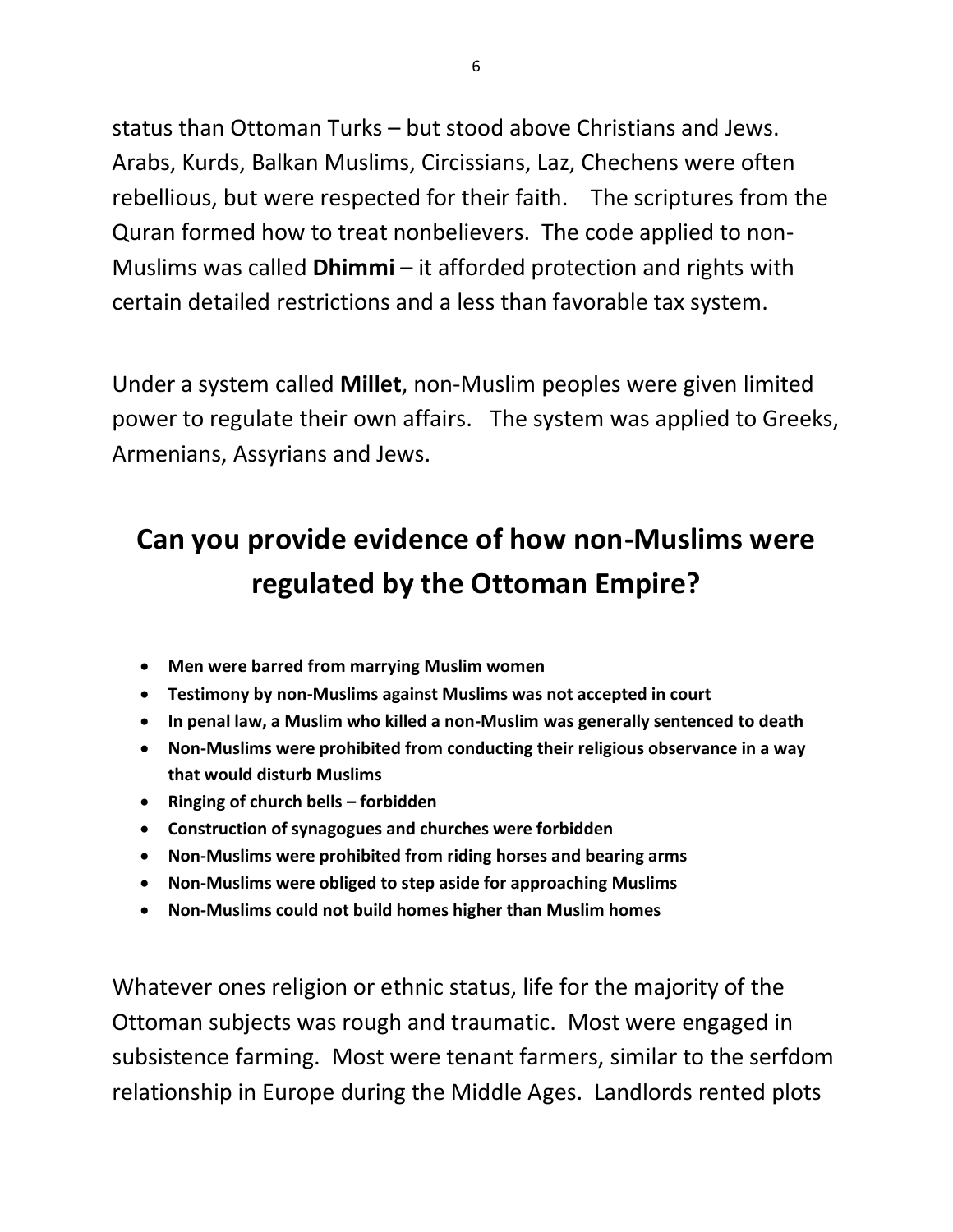status than Ottoman Turks – but stood above Christians and Jews. Arabs, Kurds, Balkan Muslims, Circissians, Laz, Chechens were often rebellious, but were respected for their faith. The scriptures from the Quran formed how to treat nonbelievers. The code applied to non-Muslims was called **Dhimmi** – it afforded protection and rights with certain detailed restrictions and a less than favorable tax system.

Under a system called **Millet**, non-Muslim peoples were given limited power to regulate their own affairs. The system was applied to Greeks, Armenians, Assyrians and Jews.

## Can you provide evidence of how non-Muslims were regulated by the Ottoman Empire?

- **Men were barred from marrying Muslim women**
- **Testimony by non-Muslims against Muslims was not accepted in court**
- **In penal law, a Muslim who killed a non-Muslim was generally sentenced to death**
- **Non-Muslims were prohibited from conducting their religious observance in a way that would disturb Muslims**
- **Ringing of church bells – forbidden**
- **Construction of synagogues and churches were forbidden**
- **Non-Muslims were prohibited from riding horses and bearing arms**
- **Non-Muslims were obliged to step aside for approaching Muslims**
- **Non-Muslims could not build homes higher than Muslim homes**

Whatever ones religion or ethnic status, life for the majority of the Ottoman subjects was rough and traumatic. Most were engaged in subsistence farming. Most were tenant farmers, similar to the serfdom relationship in Europe during the Middle Ages. Landlords rented plots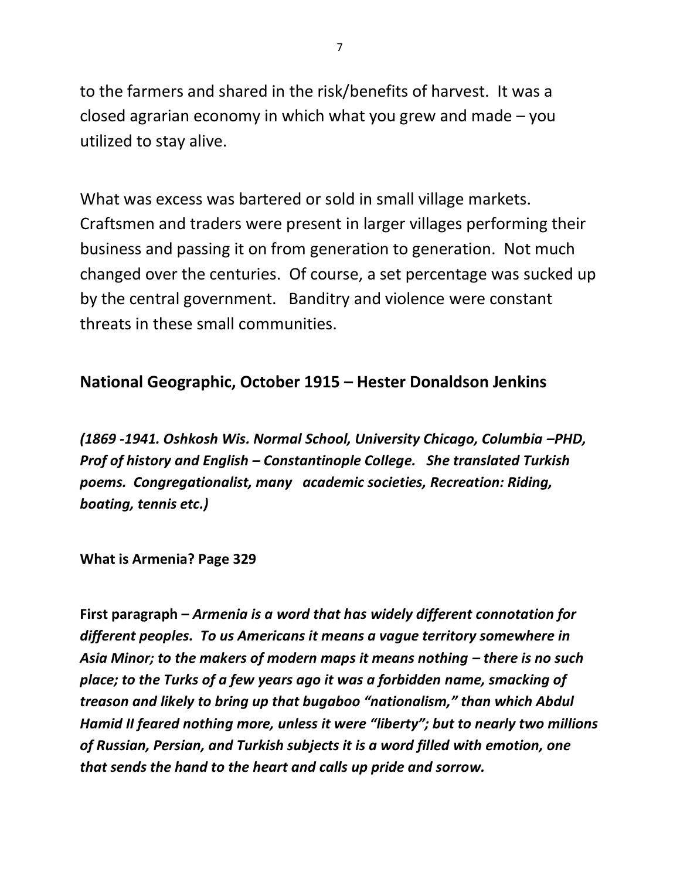to the farmers and shared in the risk/benefits of harvest. It was a closed agrarian economy in which what you grew and made – you utilized to stay alive.

What was excess was bartered or sold in small village markets. Craftsmen and traders were present in larger villages performing their business and passing it on from generation to generation. Not much changed over the centuries. Of course, a set percentage was sucked up by the central government. Banditry and violence were constant threats in these small communities.

## National Geographic, October 1915 – Hester Donaldson Jenkins

***(1869 -1941. Oshkosh Wis. Normal School, University Chicago, Columbia –PHD, Prof of history and English – Constantinople College. She translated Turkish poems. Congregationalist, many academic societies, Recreation: Riding, boating, tennis etc.)***

**What is Armenia? Page 329**

**First paragraph –** ***Armenia is a word that has widely different connotation for different peoples. To us Americans it means a vague territory somewhere in Asia Minor; to the makers of modern maps it means nothing – there is no such place; to the Turks of a few years ago it was a forbidden name, smacking of treason and likely to bring up that bugaboo "nationalism," than which Abdul Hamid II feared nothing more, unless it were "liberty"; but to nearly two millions of Russian, Persian, and Turkish subjects it is a word filled with emotion, one that sends the hand to the heart and calls up pride and sorrow.***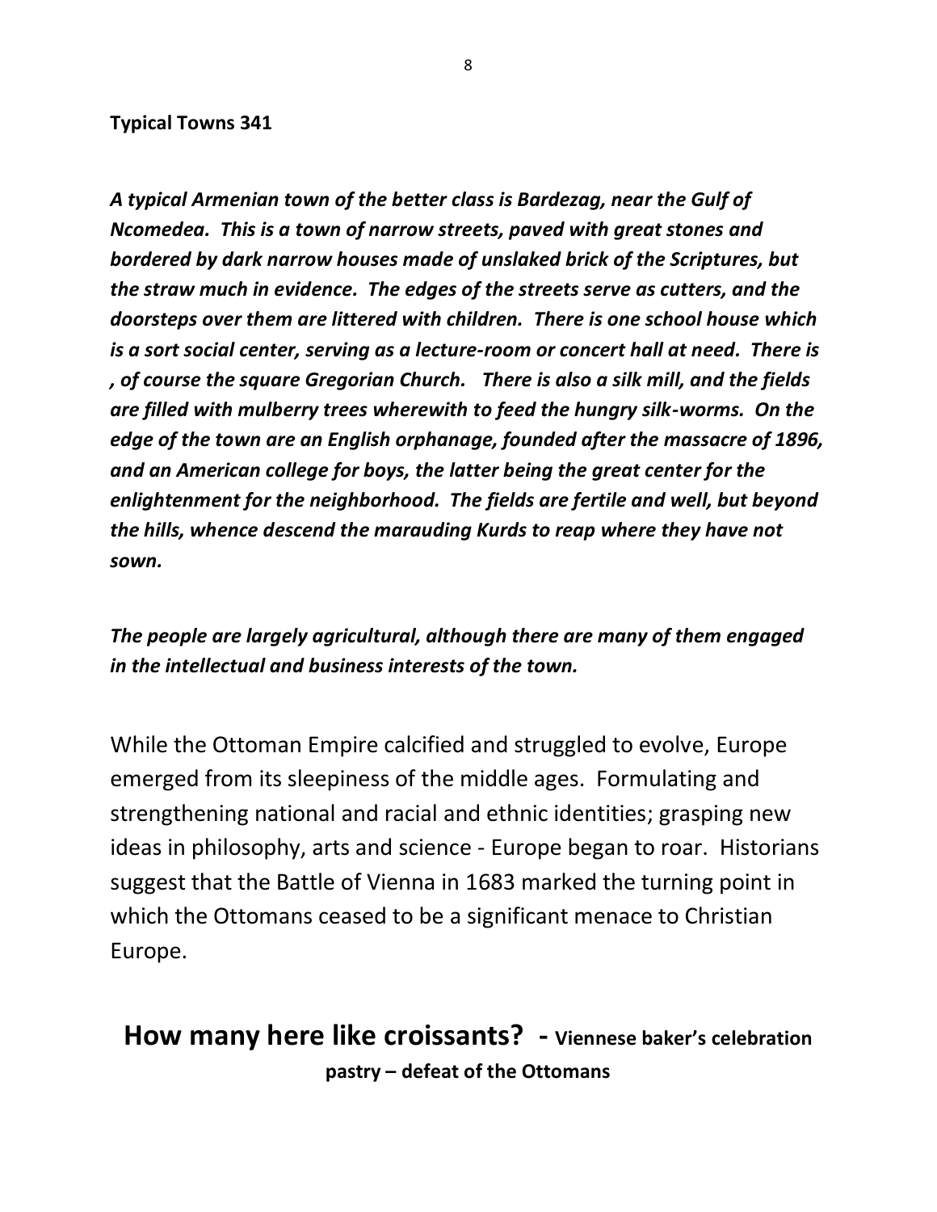**Typical Towns 341**

***A typical Armenian town of the better class is Bardezag, near the Gulf of Ncomedea. This is a town of narrow streets, paved with great stones and bordered by dark narrow houses made of unslaked brick of the Scriptures, but the straw much in evidence. The edges of the streets serve as cutters, and the doorsteps over them are littered with children. There is one school house which is a sort social center, serving as a lecture-room or concert hall at need. There is , of course the square Gregorian Church. There is also a silk mill, and the fields are filled with mulberry trees wherewith to feed the hungry silk-worms. On the edge of the town are an English orphanage, founded after the massacre of 1896, and an American college for boys, the latter being the great center for the enlightenment for the neighborhood. The fields are fertile and well, but beyond the hills, whence descend the marauding Kurds to reap where they have not sown.***

***The people are largely agricultural, although there are many of them engaged in the intellectual and business interests of the town.***

While the Ottoman Empire calcified and struggled to evolve, Europe emerged from its sleepiness of the middle ages. Formulating and strengthening national and racial and ethnic identities; grasping new ideas in philosophy, arts and science - Europe began to roar. Historians suggest that the Battle of Vienna in 1683 marked the turning point in which the Ottomans ceased to be a significant menace to Christian Europe.

## How many here like croissants? - Viennese baker's celebration pastry – defeat of the Ottomans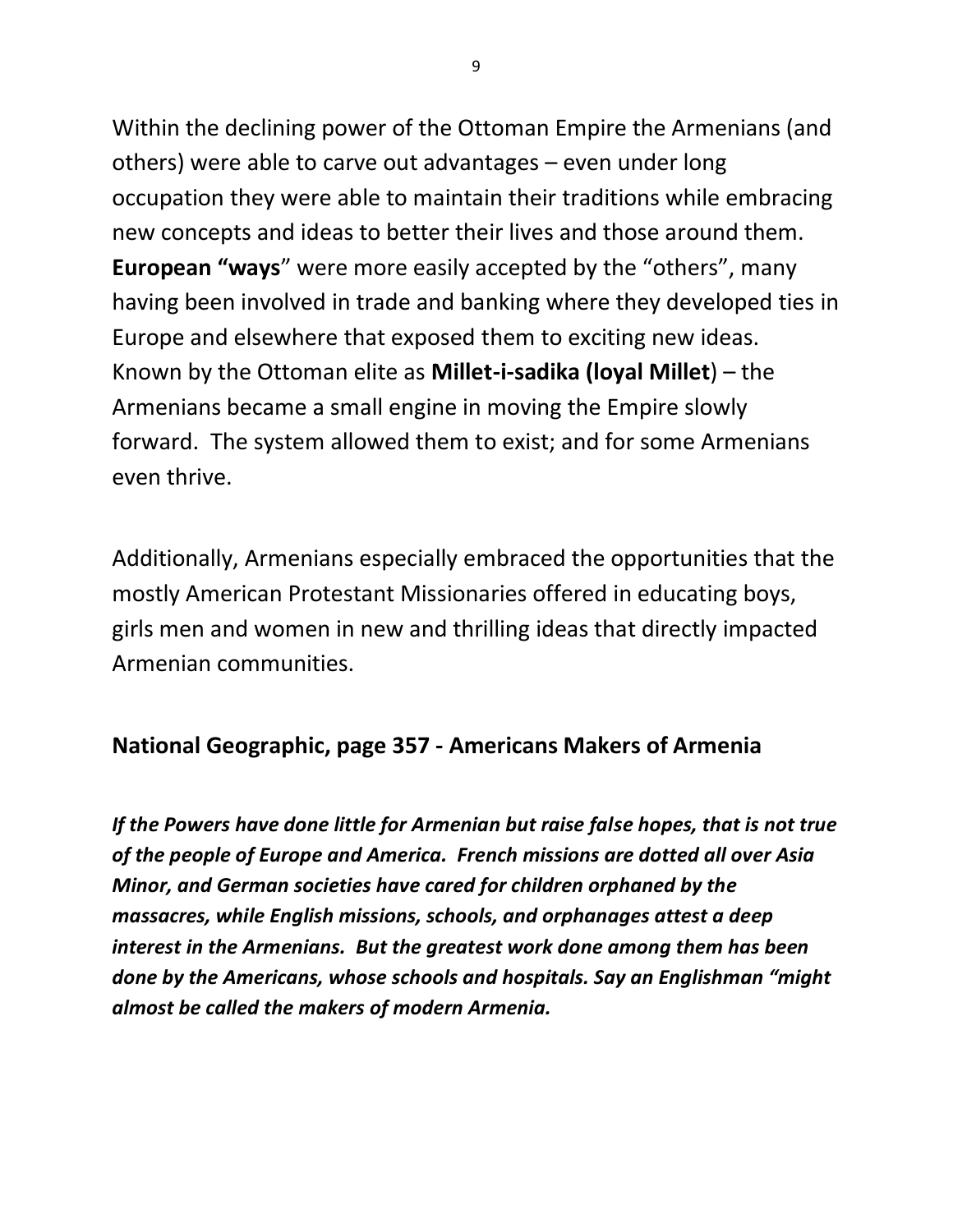Within the declining power of the Ottoman Empire the Armenians (and others) were able to carve out advantages – even under long occupation they were able to maintain their traditions while embracing new concepts and ideas to better their lives and those around them. **European "ways**" were more easily accepted by the "others", many having been involved in trade and banking where they developed ties in Europe and elsewhere that exposed them to exciting new ideas. Known by the Ottoman elite as **Millet-i-sadika (loyal Millet**) – the Armenians became a small engine in moving the Empire slowly forward. The system allowed them to exist; and for some Armenians even thrive.

Additionally, Armenians especially embraced the opportunities that the mostly American Protestant Missionaries offered in educating boys, girls men and women in new and thrilling ideas that directly impacted Armenian communities.

**National Geographic, page 357 - Americans Makers of Armenia**

***If the Powers have done little for Armenian but raise false hopes, that is not true of the people of Europe and America. French missions are dotted all over Asia Minor, and German societies have cared for children orphaned by the massacres, while English missions, schools, and orphanages attest a deep interest in the Armenians. But the greatest work done among them has been done by the Americans, whose schools and hospitals. Say an Englishman "might almost be called the makers of modern Armenia.***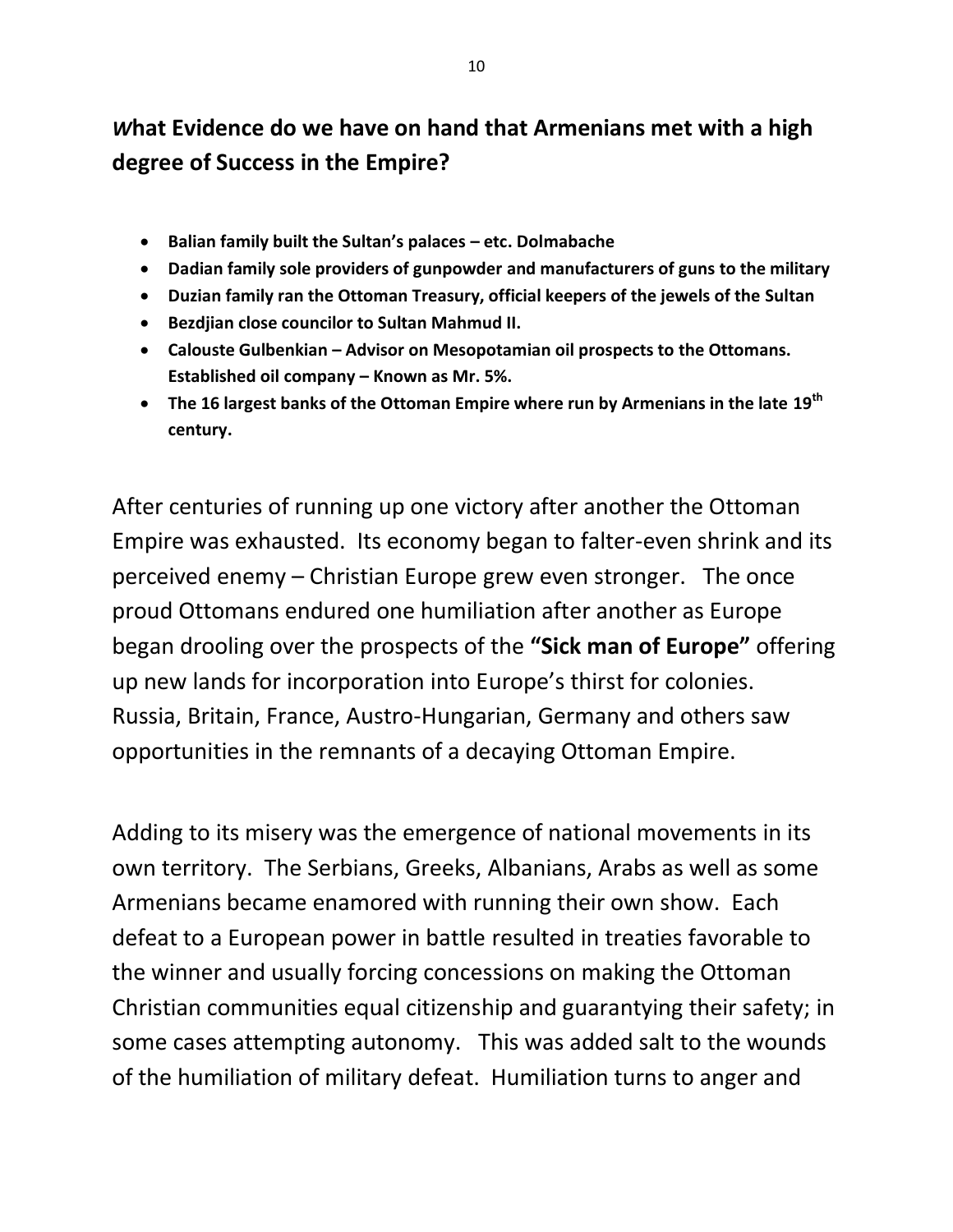## *W*hat Evidence do we have on hand that Armenians met with a high degree of Success in the Empire?

- **Balian family built the Sultan's palaces – etc. Dolmabache**
- **Dadian family sole providers of gunpowder and manufacturers of guns to the military**
- **Duzian family ran the Ottoman Treasury, official keepers of the jewels of the Sultan**
- **Bezdjian close councilor to Sultan Mahmud II.**
- **Calouste Gulbenkian – Advisor on Mesopotamian oil prospects to the Ottomans. Established oil company – Known as Mr. 5%.**
- **The 16 largest banks of the Ottoman Empire where run by Armenians in the late 19th century.**

After centuries of running up one victory after another the Ottoman Empire was exhausted. Its economy began to falter-even shrink and its perceived enemy – Christian Europe grew even stronger. The once proud Ottomans endured one humiliation after another as Europe began drooling over the prospects of the **"Sick man of Europe"** offering up new lands for incorporation into Europe's thirst for colonies. Russia, Britain, France, Austro-Hungarian, Germany and others saw opportunities in the remnants of a decaying Ottoman Empire.

Adding to its misery was the emergence of national movements in its own territory. The Serbians, Greeks, Albanians, Arabs as well as some Armenians became enamored with running their own show. Each defeat to a European power in battle resulted in treaties favorable to the winner and usually forcing concessions on making the Ottoman Christian communities equal citizenship and guarantying their safety; in some cases attempting autonomy. This was added salt to the wounds of the humiliation of military defeat. Humiliation turns to anger and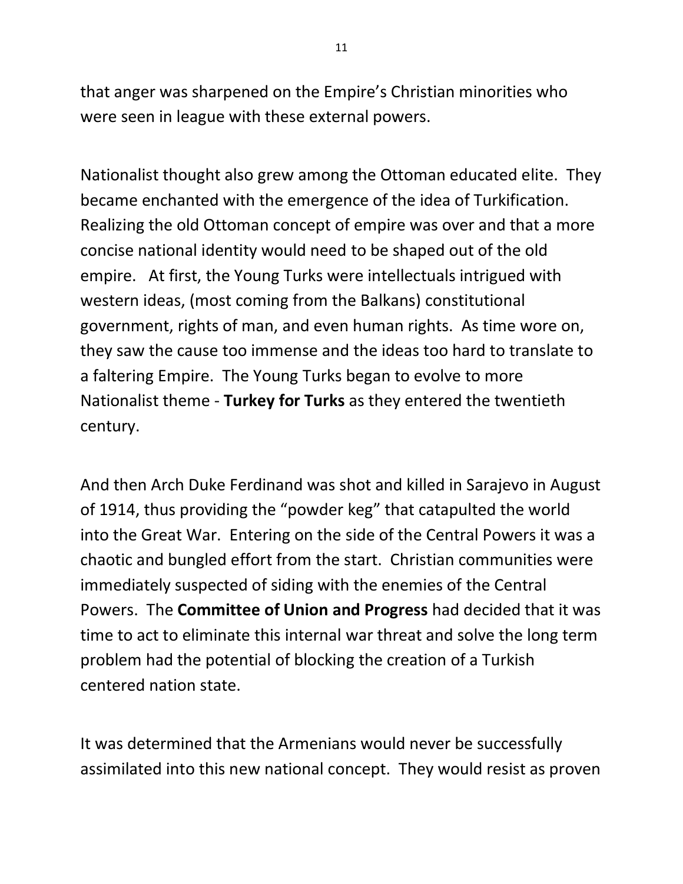that anger was sharpened on the Empire's Christian minorities who were seen in league with these external powers.

Nationalist thought also grew among the Ottoman educated elite. They became enchanted with the emergence of the idea of Turkification. Realizing the old Ottoman concept of empire was over and that a more concise national identity would need to be shaped out of the old empire. At first, the Young Turks were intellectuals intrigued with western ideas, (most coming from the Balkans) constitutional government, rights of man, and even human rights. As time wore on, they saw the cause too immense and the ideas too hard to translate to a faltering Empire. The Young Turks began to evolve to more Nationalist theme - **Turkey for Turks** as they entered the twentieth century.

And then Arch Duke Ferdinand was shot and killed in Sarajevo in August of 1914, thus providing the "powder keg" that catapulted the world into the Great War. Entering on the side of the Central Powers it was a chaotic and bungled effort from the start. Christian communities were immediately suspected of siding with the enemies of the Central Powers. The **Committee of Union and Progress** had decided that it was time to act to eliminate this internal war threat and solve the long term problem had the potential of blocking the creation of a Turkish centered nation state.

It was determined that the Armenians would never be successfully assimilated into this new national concept. They would resist as proven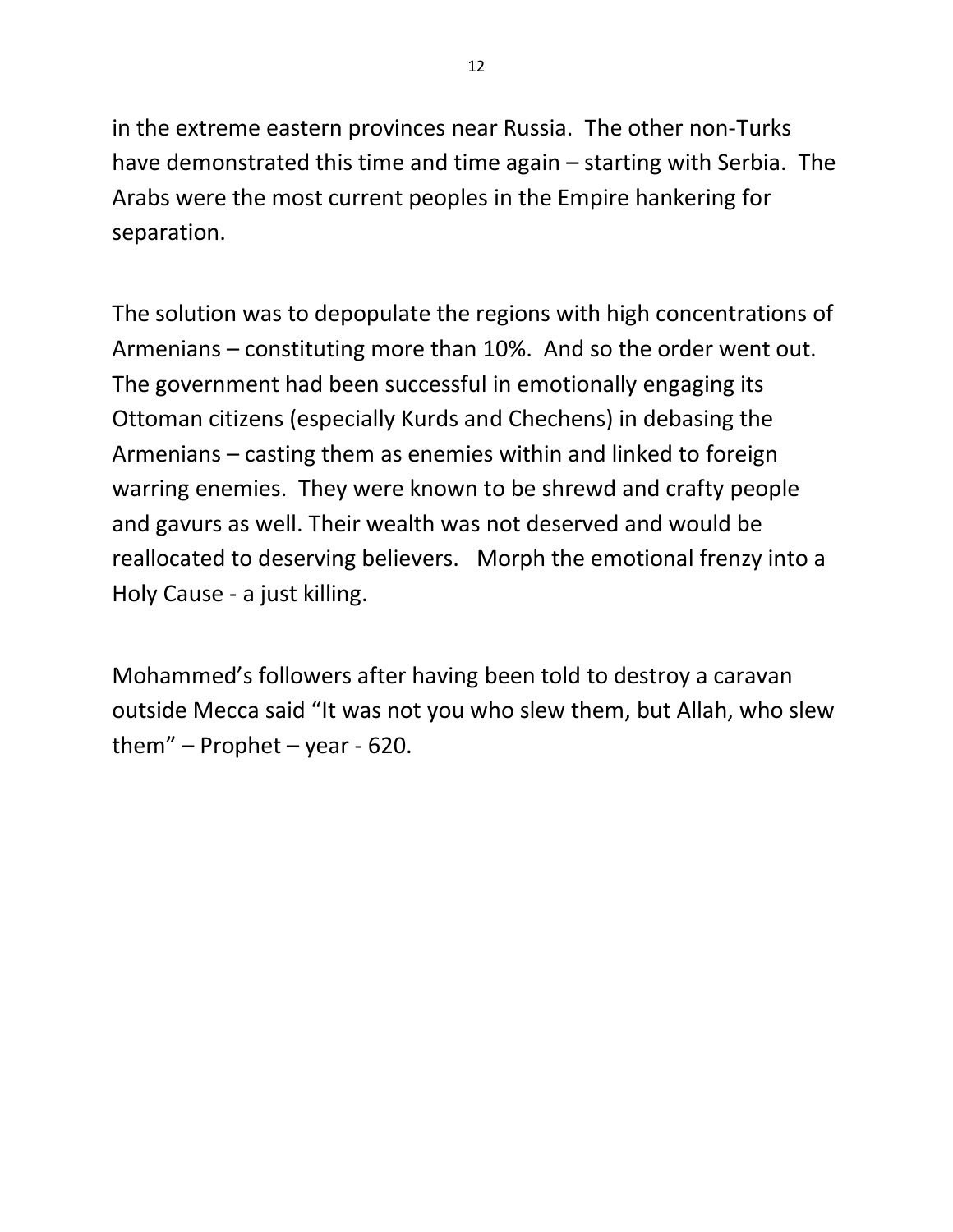in the extreme eastern provinces near Russia. The other non-Turks have demonstrated this time and time again – starting with Serbia. The Arabs were the most current peoples in the Empire hankering for separation.

The solution was to depopulate the regions with high concentrations of Armenians – constituting more than 10%. And so the order went out. The government had been successful in emotionally engaging its Ottoman citizens (especially Kurds and Chechens) in debasing the Armenians – casting them as enemies within and linked to foreign warring enemies. They were known to be shrewd and crafty people and gavurs as well. Their wealth was not deserved and would be reallocated to deserving believers. Morph the emotional frenzy into a Holy Cause - a just killing.

Mohammed's followers after having been told to destroy a caravan outside Mecca said "It was not you who slew them, but Allah, who slew them" – Prophet – year - 620.